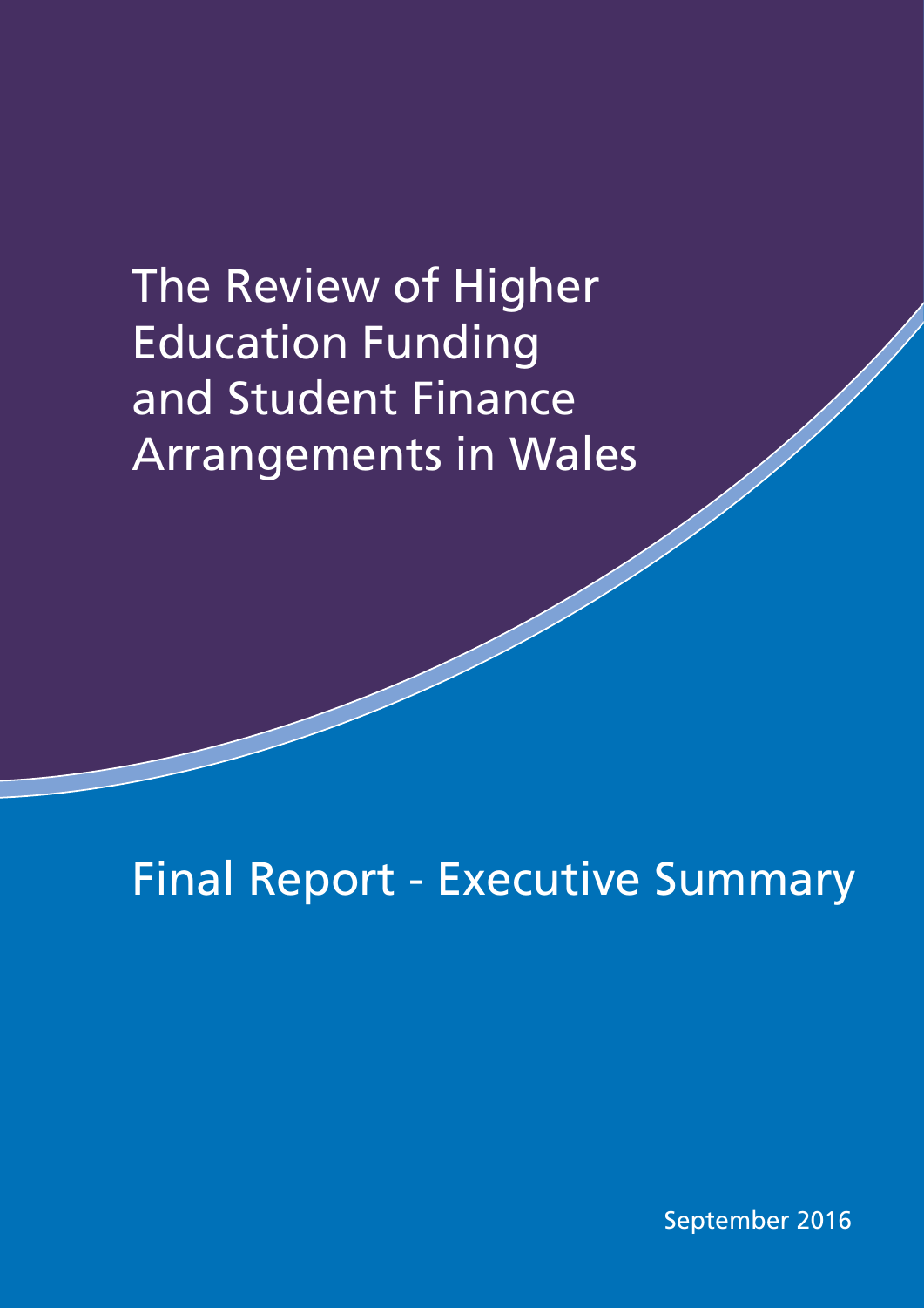# The Review of Higher Education Funding and Student Finance Arrangements in Wales

## Final Report - Executive Summary

September 2016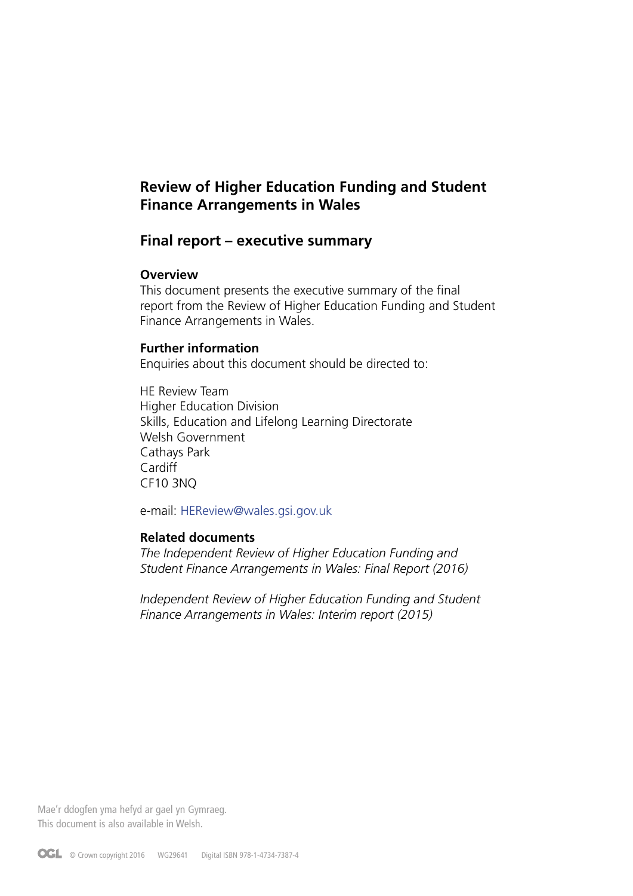# Review of Higher Education Funding and Student Finance Arrangements in Wales

## Final report – executive summary

### Overview

This document presents the executive summary of the final report from the Review of Higher Education Funding and Student Finance Arrangements in Wales.

### Further information

Enquiries about this document should be directed to:

HE Review Team
Higher Education Division
Skills, Education and Lifelong Learning Directorate
Welsh Government
Cathays Park
Cardiff
CF10 3NQ

e-mail: HEReview@wales.gsi.gov.uk

### Related documents

*The Independent Review of Higher Education Funding and Student Finance Arrangements in Wales: Final Report (2016)*

*Independent Review of Higher Education Funding and Student Finance Arrangements in Wales: Interim report (2015)*

Mae'r ddogfen yma hefyd ar gael yn Gymraeg.
This document is also available in Welsh.

© Crown copyright 2016 WG29641 Digital ISBN 978-1-4734-7387-4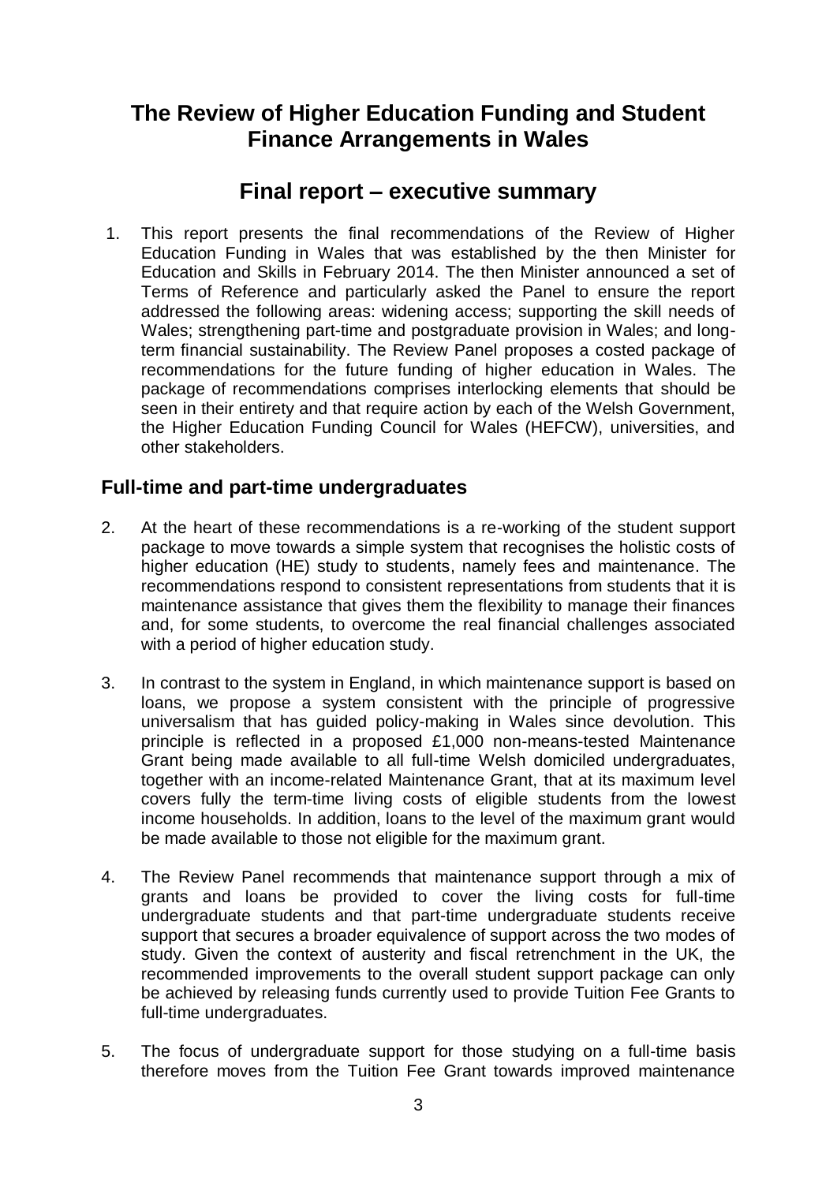# The Review of Higher Education Funding and Student Finance Arrangements in Wales

## Final report – executive summary

1. This report presents the final recommendations of the Review of Higher Education Funding in Wales that was established by the then Minister for Education and Skills in February 2014. The then Minister announced a set of Terms of Reference and particularly asked the Panel to ensure the report addressed the following areas: widening access; supporting the skill needs of Wales; strengthening part-time and postgraduate provision in Wales; and long-term financial sustainability. The Review Panel proposes a costed package of recommendations for the future funding of higher education in Wales. The package of recommendations comprises interlocking elements that should be seen in their entirety and that require action by each of the Welsh Government, the Higher Education Funding Council for Wales (HEFCW), universities, and other stakeholders.

### Full-time and part-time undergraduates

2. At the heart of these recommendations is a re-working of the student support package to move towards a simple system that recognises the holistic costs of higher education (HE) study to students, namely fees and maintenance. The recommendations respond to consistent representations from students that it is maintenance assistance that gives them the flexibility to manage their finances and, for some students, to overcome the real financial challenges associated with a period of higher education study.

3. In contrast to the system in England, in which maintenance support is based on loans, we propose a system consistent with the principle of progressive universalism that has guided policy-making in Wales since devolution. This principle is reflected in a proposed £1,000 non-means-tested Maintenance Grant being made available to all full-time Welsh domiciled undergraduates, together with an income-related Maintenance Grant, that at its maximum level covers fully the term-time living costs of eligible students from the lowest income households. In addition, loans to the level of the maximum grant would be made available to those not eligible for the maximum grant.

4. The Review Panel recommends that maintenance support through a mix of grants and loans be provided to cover the living costs for full-time undergraduate students and that part-time undergraduate students receive support that secures a broader equivalence of support across the two modes of study. Given the context of austerity and fiscal retrenchment in the UK, the recommended improvements to the overall student support package can only be achieved by releasing funds currently used to provide Tuition Fee Grants to full-time undergraduates.

5. The focus of undergraduate support for those studying on a full-time basis therefore moves from the Tuition Fee Grant towards improved maintenance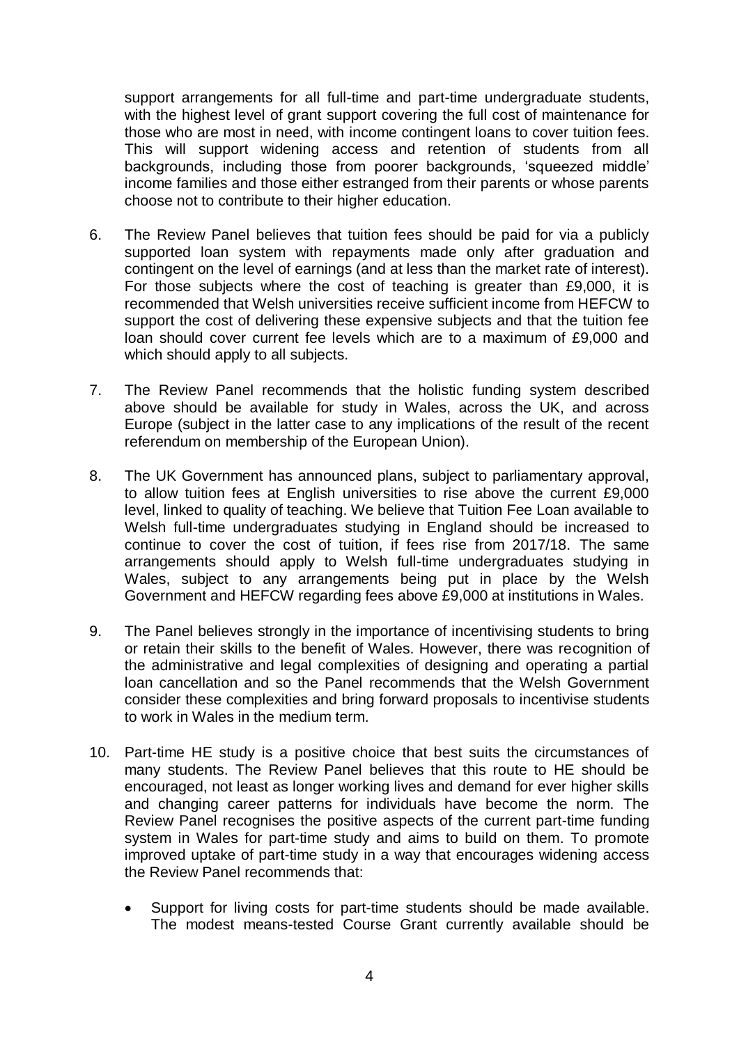support arrangements for all full-time and part-time undergraduate students, with the highest level of grant support covering the full cost of maintenance for those who are most in need, with income contingent loans to cover tuition fees. This will support widening access and retention of students from all backgrounds, including those from poorer backgrounds, 'squeezed middle' income families and those either estranged from their parents or whose parents choose not to contribute to their higher education.

6. The Review Panel believes that tuition fees should be paid for via a publicly supported loan system with repayments made only after graduation and contingent on the level of earnings (and at less than the market rate of interest). For those subjects where the cost of teaching is greater than £9,000, it is recommended that Welsh universities receive sufficient income from HEFCW to support the cost of delivering these expensive subjects and that the tuition fee loan should cover current fee levels which are to a maximum of £9,000 and which should apply to all subjects.

7. The Review Panel recommends that the holistic funding system described above should be available for study in Wales, across the UK, and across Europe (subject in the latter case to any implications of the result of the recent referendum on membership of the European Union).

8. The UK Government has announced plans, subject to parliamentary approval, to allow tuition fees at English universities to rise above the current £9,000 level, linked to quality of teaching. We believe that Tuition Fee Loan available to Welsh full-time undergraduates studying in England should be increased to continue to cover the cost of tuition, if fees rise from 2017/18. The same arrangements should apply to Welsh full-time undergraduates studying in Wales, subject to any arrangements being put in place by the Welsh Government and HEFCW regarding fees above £9,000 at institutions in Wales.

9. The Panel believes strongly in the importance of incentivising students to bring or retain their skills to the benefit of Wales. However, there was recognition of the administrative and legal complexities of designing and operating a partial loan cancellation and so the Panel recommends that the Welsh Government consider these complexities and bring forward proposals to incentivise students to work in Wales in the medium term.

10. Part-time HE study is a positive choice that best suits the circumstances of many students. The Review Panel believes that this route to HE should be encouraged, not least as longer working lives and demand for ever higher skills and changing career patterns for individuals have become the norm. The Review Panel recognises the positive aspects of the current part-time funding system in Wales for part-time study and aims to build on them. To promote improved uptake of part-time study in a way that encourages widening access the Review Panel recommends that:

    - Support for living costs for part-time students should be made available. The modest means-tested Course Grant currently available should be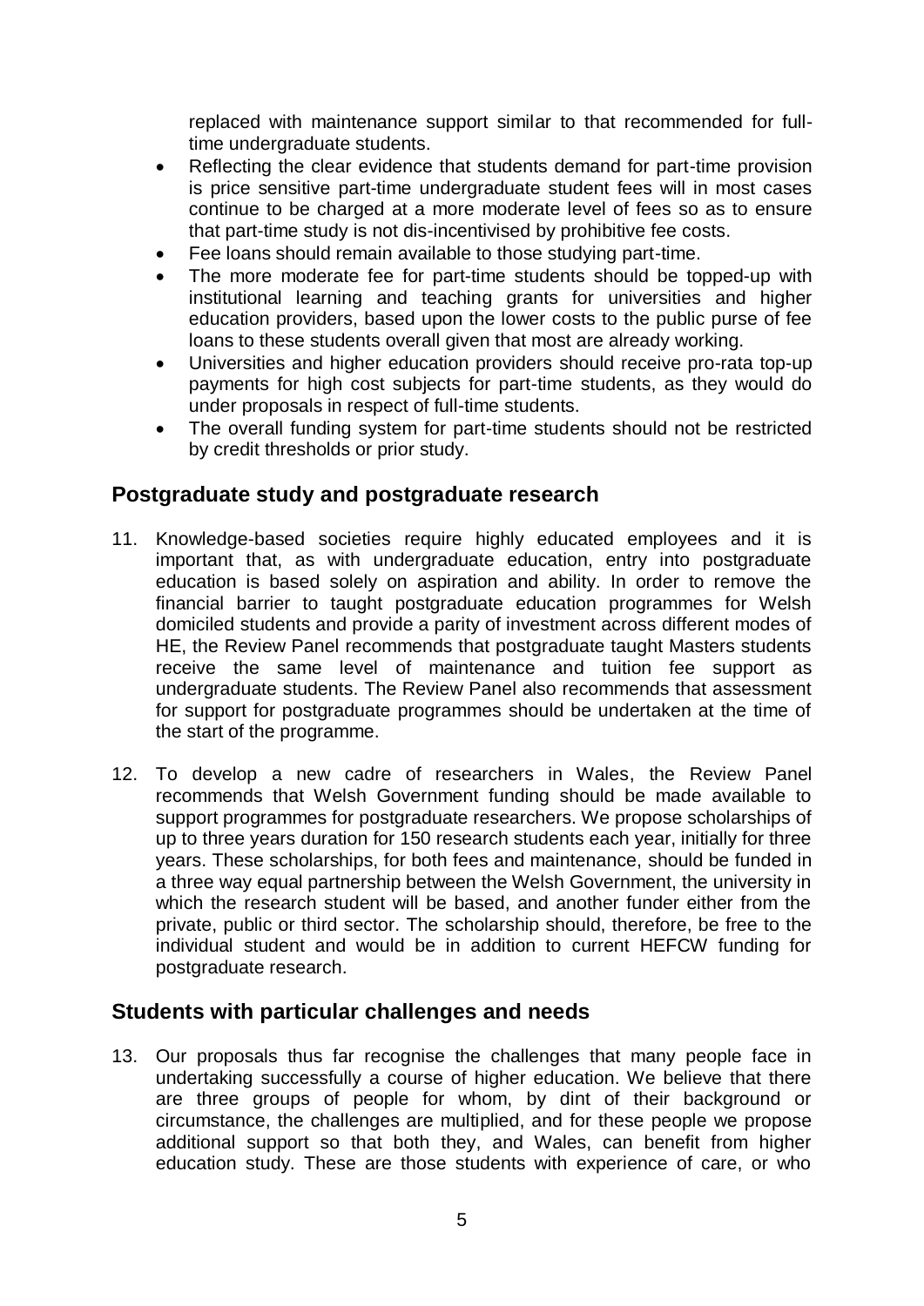replaced with maintenance support similar to that recommended for full-time undergraduate students.

- Reflecting the clear evidence that students demand for part-time provision is price sensitive part-time undergraduate student fees will in most cases continue to be charged at a more moderate level of fees so as to ensure that part-time study is not dis-incentivised by prohibitive fee costs.
- Fee loans should remain available to those studying part-time.
- The more moderate fee for part-time students should be topped-up with institutional learning and teaching grants for universities and higher education providers, based upon the lower costs to the public purse of fee loans to these students overall given that most are already working.
- Universities and higher education providers should receive pro-rata top-up payments for high cost subjects for part-time students, as they would do under proposals in respect of full-time students.
- The overall funding system for part-time students should not be restricted by credit thresholds or prior study.

## Postgraduate study and postgraduate research

11. Knowledge-based societies require highly educated employees and it is important that, as with undergraduate education, entry into postgraduate education is based solely on aspiration and ability. In order to remove the financial barrier to taught postgraduate education programmes for Welsh domiciled students and provide a parity of investment across different modes of HE, the Review Panel recommends that postgraduate taught Masters students receive the same level of maintenance and tuition fee support as undergraduate students. The Review Panel also recommends that assessment for support for postgraduate programmes should be undertaken at the time of the start of the programme.

12. To develop a new cadre of researchers in Wales, the Review Panel recommends that Welsh Government funding should be made available to support programmes for postgraduate researchers. We propose scholarships of up to three years duration for 150 research students each year, initially for three years. These scholarships, for both fees and maintenance, should be funded in a three way equal partnership between the Welsh Government, the university in which the research student will be based, and another funder either from the private, public or third sector. The scholarship should, therefore, be free to the individual student and would be in addition to current HEFCW funding for postgraduate research.

## Students with particular challenges and needs

13. Our proposals thus far recognise the challenges that many people face in undertaking successfully a course of higher education. We believe that there are three groups of people for whom, by dint of their background or circumstance, the challenges are multiplied, and for these people we propose additional support so that both they, and Wales, can benefit from higher education study. These are those students with experience of care, or who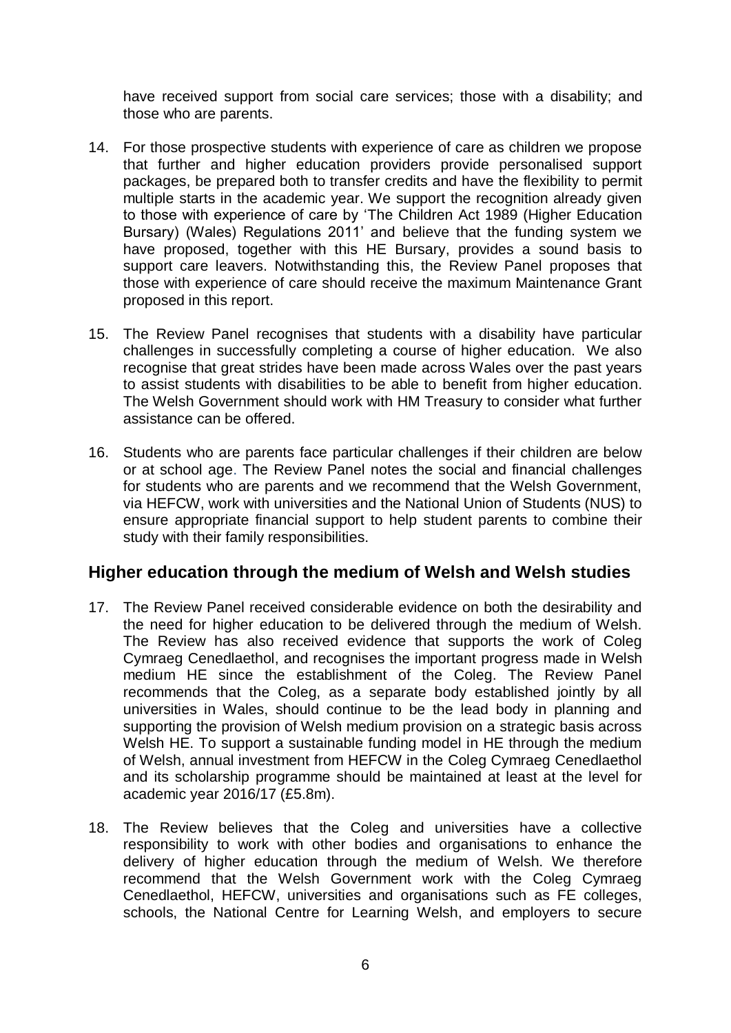have received support from social care services; those with a disability; and those who are parents.

14. For those prospective students with experience of care as children we propose that further and higher education providers provide personalised support packages, be prepared both to transfer credits and have the flexibility to permit multiple starts in the academic year. We support the recognition already given to those with experience of care by 'The Children Act 1989 (Higher Education Bursary) (Wales) Regulations 2011' and believe that the funding system we have proposed, together with this HE Bursary, provides a sound basis to support care leavers. Notwithstanding this, the Review Panel proposes that those with experience of care should receive the maximum Maintenance Grant proposed in this report.

15. The Review Panel recognises that students with a disability have particular challenges in successfully completing a course of higher education. We also recognise that great strides have been made across Wales over the past years to assist students with disabilities to be able to benefit from higher education. The Welsh Government should work with HM Treasury to consider what further assistance can be offered.

16. Students who are parents face particular challenges if their children are below or at school age. The Review Panel notes the social and financial challenges for students who are parents and we recommend that the Welsh Government, via HEFCW, work with universities and the National Union of Students (NUS) to ensure appropriate financial support to help student parents to combine their study with their family responsibilities.

## Higher education through the medium of Welsh and Welsh studies

17. The Review Panel received considerable evidence on both the desirability and the need for higher education to be delivered through the medium of Welsh. The Review has also received evidence that supports the work of Coleg Cymraeg Cenedlaethol, and recognises the important progress made in Welsh medium HE since the establishment of the Coleg. The Review Panel recommends that the Coleg, as a separate body established jointly by all universities in Wales, should continue to be the lead body in planning and supporting the provision of Welsh medium provision on a strategic basis across Welsh HE. To support a sustainable funding model in HE through the medium of Welsh, annual investment from HEFCW in the Coleg Cymraeg Cenedlaethol and its scholarship programme should be maintained at least at the level for academic year 2016/17 (£5.8m).

18. The Review believes that the Coleg and universities have a collective responsibility to work with other bodies and organisations to enhance the delivery of higher education through the medium of Welsh. We therefore recommend that the Welsh Government work with the Coleg Cymraeg Cenedlaethol, HEFCW, universities and organisations such as FE colleges, schools, the National Centre for Learning Welsh, and employers to secure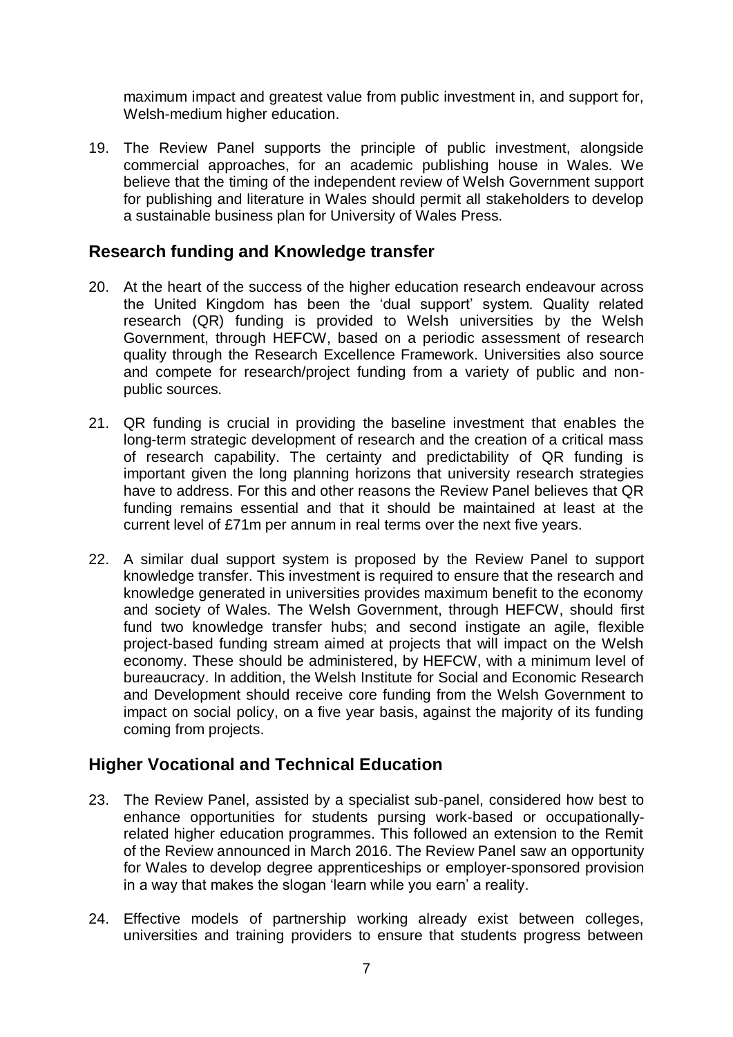maximum impact and greatest value from public investment in, and support for, Welsh-medium higher education.

19. The Review Panel supports the principle of public investment, alongside commercial approaches, for an academic publishing house in Wales. We believe that the timing of the independent review of Welsh Government support for publishing and literature in Wales should permit all stakeholders to develop a sustainable business plan for University of Wales Press.

## Research funding and Knowledge transfer

20. At the heart of the success of the higher education research endeavour across the United Kingdom has been the 'dual support' system. Quality related research (QR) funding is provided to Welsh universities by the Welsh Government, through HEFCW, based on a periodic assessment of research quality through the Research Excellence Framework. Universities also source and compete for research/project funding from a variety of public and non-public sources.

21. QR funding is crucial in providing the baseline investment that enables the long-term strategic development of research and the creation of a critical mass of research capability. The certainty and predictability of QR funding is important given the long planning horizons that university research strategies have to address. For this and other reasons the Review Panel believes that QR funding remains essential and that it should be maintained at least at the current level of £71m per annum in real terms over the next five years.

22. A similar dual support system is proposed by the Review Panel to support knowledge transfer. This investment is required to ensure that the research and knowledge generated in universities provides maximum benefit to the economy and society of Wales. The Welsh Government, through HEFCW, should first fund two knowledge transfer hubs; and second instigate an agile, flexible project-based funding stream aimed at projects that will impact on the Welsh economy. These should be administered, by HEFCW, with a minimum level of bureaucracy. In addition, the Welsh Institute for Social and Economic Research and Development should receive core funding from the Welsh Government to impact on social policy, on a five year basis, against the majority of its funding coming from projects.

## Higher Vocational and Technical Education

23. The Review Panel, assisted by a specialist sub-panel, considered how best to enhance opportunities for students pursuing work-based or occupationally-related higher education programmes. This followed an extension to the Remit of the Review announced in March 2016. The Review Panel saw an opportunity for Wales to develop degree apprenticeships or employer-sponsored provision in a way that makes the slogan 'learn while you earn' a reality.

24. Effective models of partnership working already exist between colleges, universities and training providers to ensure that students progress between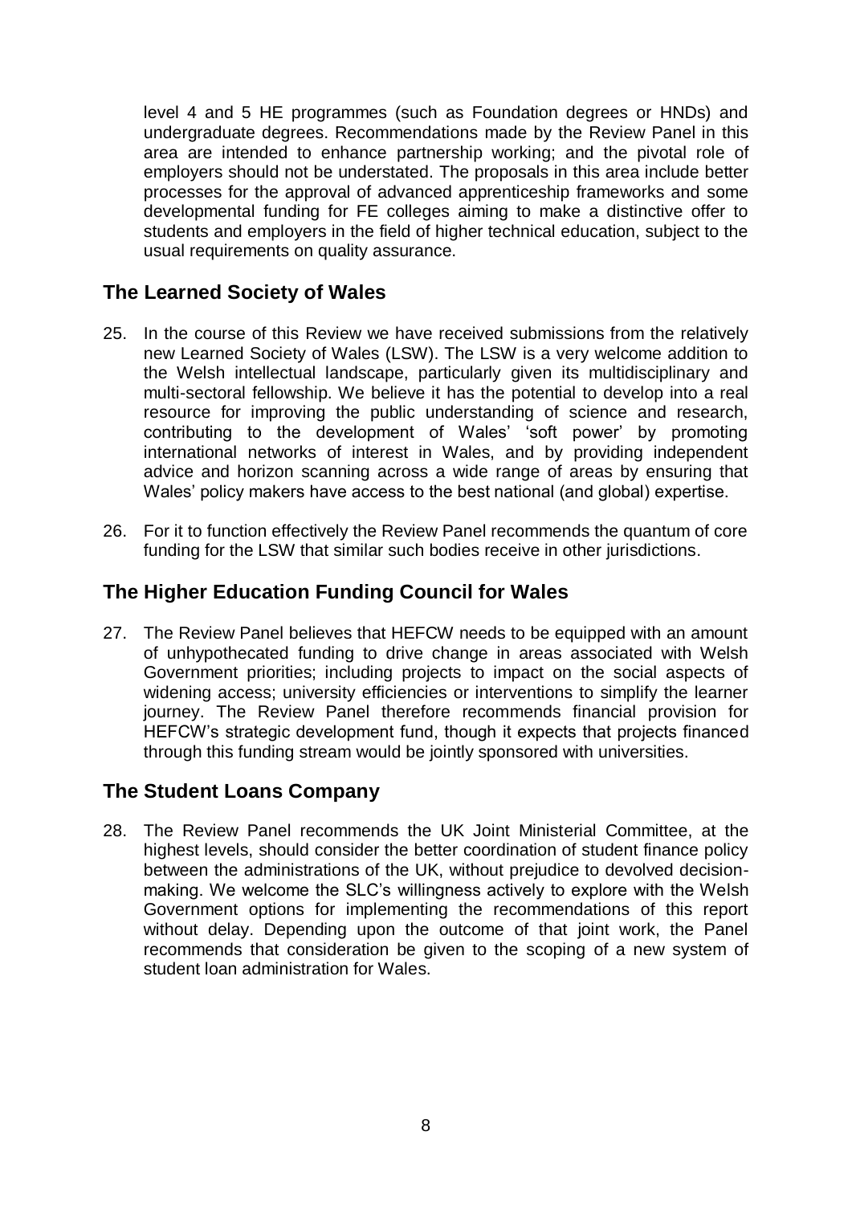level 4 and 5 HE programmes (such as Foundation degrees or HNDs) and undergraduate degrees. Recommendations made by the Review Panel in this area are intended to enhance partnership working; and the pivotal role of employers should not be understated. The proposals in this area include better processes for the approval of advanced apprenticeship frameworks and some developmental funding for FE colleges aiming to make a distinctive offer to students and employers in the field of higher technical education, subject to the usual requirements on quality assurance.

## The Learned Society of Wales

25. In the course of this Review we have received submissions from the relatively new Learned Society of Wales (LSW). The LSW is a very welcome addition to the Welsh intellectual landscape, particularly given its multidisciplinary and multi-sectoral fellowship. We believe it has the potential to develop into a real resource for improving the public understanding of science and research, contributing to the development of Wales' 'soft power' by promoting international networks of interest in Wales, and by providing independent advice and horizon scanning across a wide range of areas by ensuring that Wales' policy makers have access to the best national (and global) expertise.

26. For it to function effectively the Review Panel recommends the quantum of core funding for the LSW that similar such bodies receive in other jurisdictions.

## The Higher Education Funding Council for Wales

27. The Review Panel believes that HEFCW needs to be equipped with an amount of unhypothecated funding to drive change in areas associated with Welsh Government priorities; including projects to impact on the social aspects of widening access; university efficiencies or interventions to simplify the learner journey. The Review Panel therefore recommends financial provision for HEFCW's strategic development fund, though it expects that projects financed through this funding stream would be jointly sponsored with universities.

## The Student Loans Company

28. The Review Panel recommends the UK Joint Ministerial Committee, at the highest levels, should consider the better coordination of student finance policy between the administrations of the UK, without prejudice to devolved decision-making. We welcome the SLC's willingness actively to explore with the Welsh Government options for implementing the recommendations of this report without delay. Depending upon the outcome of that joint work, the Panel recommends that consideration be given to the scoping of a new system of student loan administration for Wales.